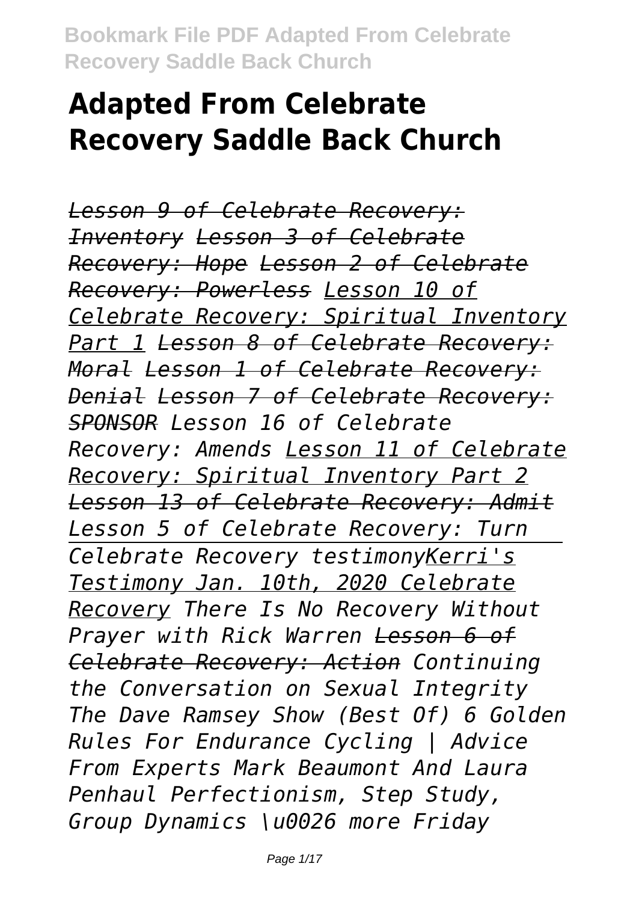# Adapted From Celebrate Recovery Saddle Back Church

*Lesson 9 of Celebrate Recovery: Inventory Lesson 3 of Celebrate Recovery: Hope Lesson 2 of Celebrate Recovery: Powerless Lesson 10 of Celebrate Recovery: Spiritual Inventory Part 1 Lesson 8 of Celebrate Recovery: Moral Lesson 1 of Celebrate Recovery: Denial Lesson 7 of Celebrate Recovery: SPONSOR Lesson 16 of Celebrate Recovery: Amends Lesson 11 of Celebrate Recovery: Spiritual Inventory Part 2 Lesson 13 of Celebrate Recovery: Admit Lesson 5 of Celebrate Recovery: Turn Celebrate Recovery testimonyKerri's Testimony Jan. 10th, 2020 Celebrate Recovery There Is No Recovery Without Prayer with Rick Warren Lesson 6 of Celebrate Recovery: Action Continuing the Conversation on Sexual Integrity The Dave Ramsey Show (Best Of) 6 Golden Rules For Endurance Cycling | Advice From Experts Mark Beaumont And Laura Penhaul Perfectionism, Step Study, Group Dynamics \u0026 more Friday*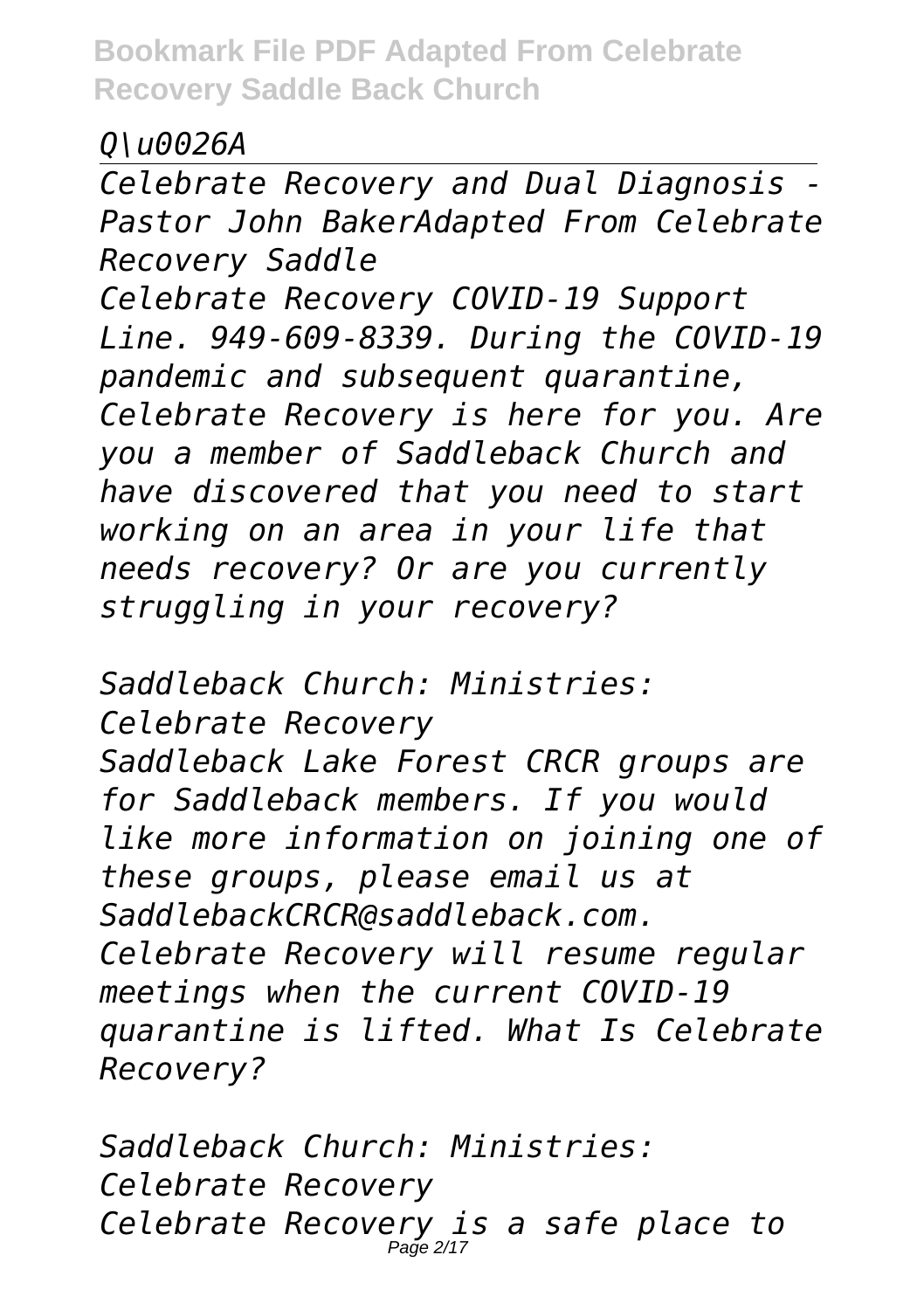*Q\u0026A*

---

*Celebrate Recovery and Dual Diagnosis - Pastor John BakerAdapted From Celebrate Recovery Saddle*

*Celebrate Recovery COVID-19 Support Line. 949-609-8339. During the COVID-19 pandemic and subsequent quarantine, Celebrate Recovery is here for you. Are you a member of Saddleback Church and have discovered that you need to start working on an area in your life that needs recovery? Or are you currently struggling in your recovery?*

*Saddleback Church: Ministries: Celebrate Recovery*

*Saddleback Lake Forest CRCR groups are for Saddleback members. If you would like more information on joining one of these groups, please email us at SaddlebackCRCR@saddleback.com. Celebrate Recovery will resume regular meetings when the current COVID-19 quarantine is lifted. What Is Celebrate Recovery?*

*Saddleback Church: Ministries: Celebrate Recovery*

*Celebrate Recovery is a safe place to*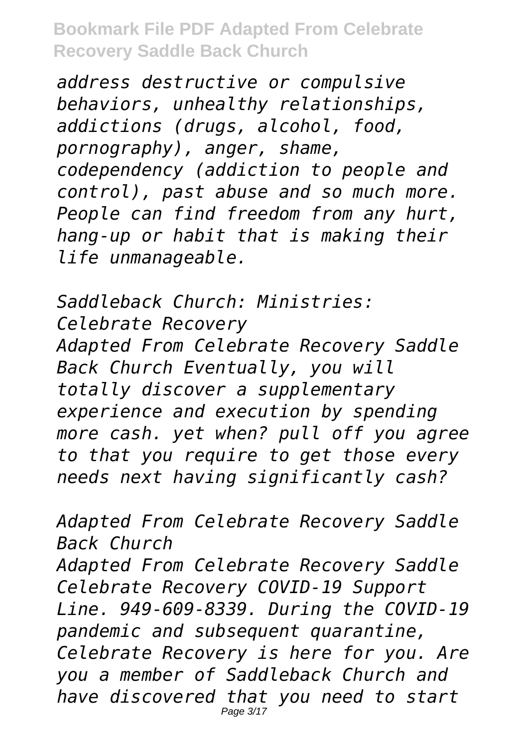*address destructive or compulsive behaviors, unhealthy relationships, addictions (drugs, alcohol, food, pornography), anger, shame, codependency (addiction to people and control), past abuse and so much more. People can find freedom from any hurt, hang-up or habit that is making their life unmanageable.*

*Saddleback Church: Ministries: Celebrate Recovery*

*Adapted From Celebrate Recovery Saddle Back Church Eventually, you will totally discover a supplementary experience and execution by spending more cash. yet when? pull off you agree to that you require to get those every needs next having significantly cash?*

*Adapted From Celebrate Recovery Saddle Back Church*

*Adapted From Celebrate Recovery Saddle Celebrate Recovery COVID-19 Support Line. 949-609-8339. During the COVID-19 pandemic and subsequent quarantine, Celebrate Recovery is here for you. Are you a member of Saddleback Church and have discovered that you need to start*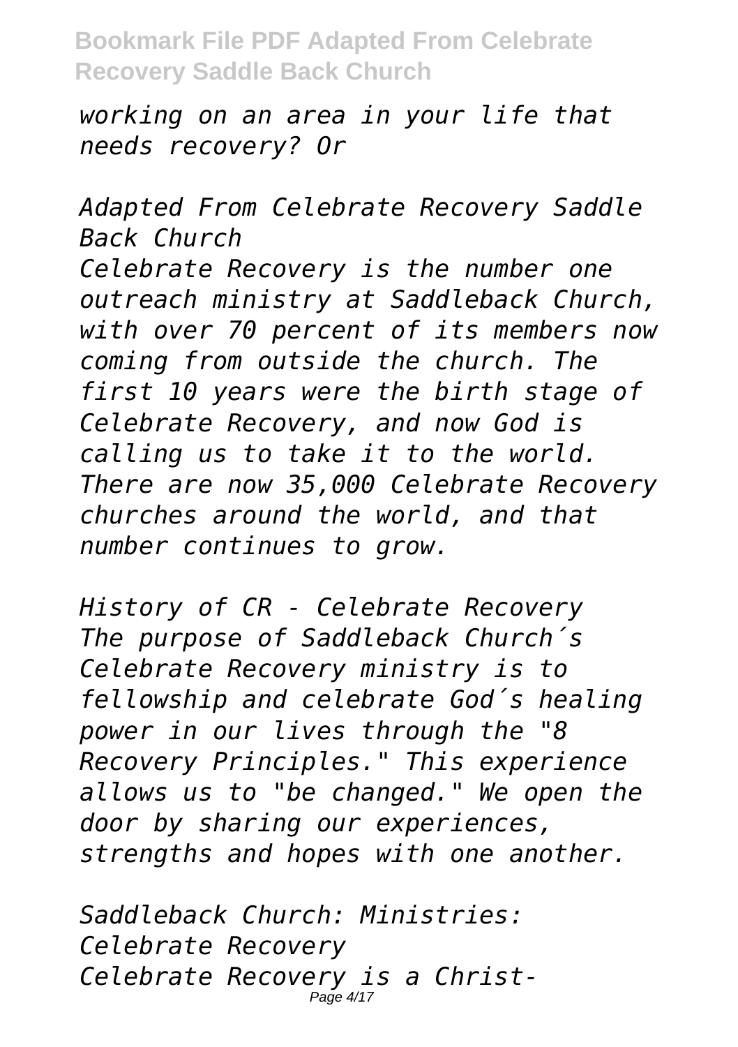*working on an area in your life that needs recovery? Or*

*Adapted From Celebrate Recovery Saddle Back Church*

*Celebrate Recovery is the number one outreach ministry at Saddleback Church, with over 70 percent of its members now coming from outside the church. The first 10 years were the birth stage of Celebrate Recovery, and now God is calling us to take it to the world. There are now 35,000 Celebrate Recovery churches around the world, and that number continues to grow.*

*History of CR - Celebrate Recovery*

*The purpose of Saddleback Church´s Celebrate Recovery ministry is to fellowship and celebrate God´s healing power in our lives through the "8 Recovery Principles." This experience allows us to "be changed." We open the door by sharing our experiences, strengths and hopes with one another.*

*Saddleback Church: Ministries: Celebrate Recovery*

*Celebrate Recovery is a Christ-*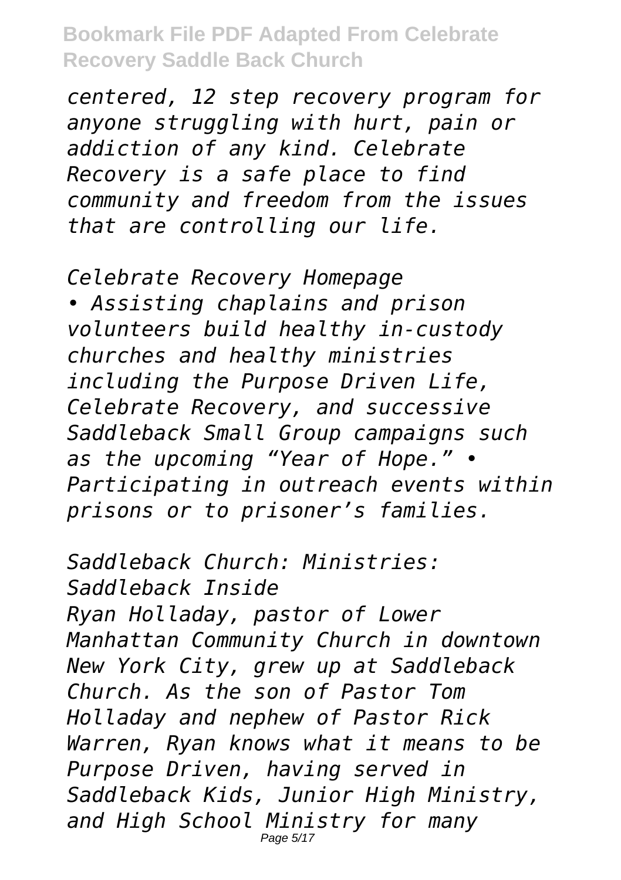*centered, 12 step recovery program for anyone struggling with hurt, pain or addiction of any kind. Celebrate Recovery is a safe place to find community and freedom from the issues that are controlling our life.*

*Celebrate Recovery Homepage*

*• Assisting chaplains and prison volunteers build healthy in-custody churches and healthy ministries including the Purpose Driven Life, Celebrate Recovery, and successive Saddleback Small Group campaigns such as the upcoming "Year of Hope." • Participating in outreach events within prisons or to prisoner's families.*

*Saddleback Church: Ministries: Saddleback Inside*

*Ryan Holladay, pastor of Lower Manhattan Community Church in downtown New York City, grew up at Saddleback Church. As the son of Pastor Tom Holladay and nephew of Pastor Rick Warren, Ryan knows what it means to be Purpose Driven, having served in Saddleback Kids, Junior High Ministry, and High School Ministry for many*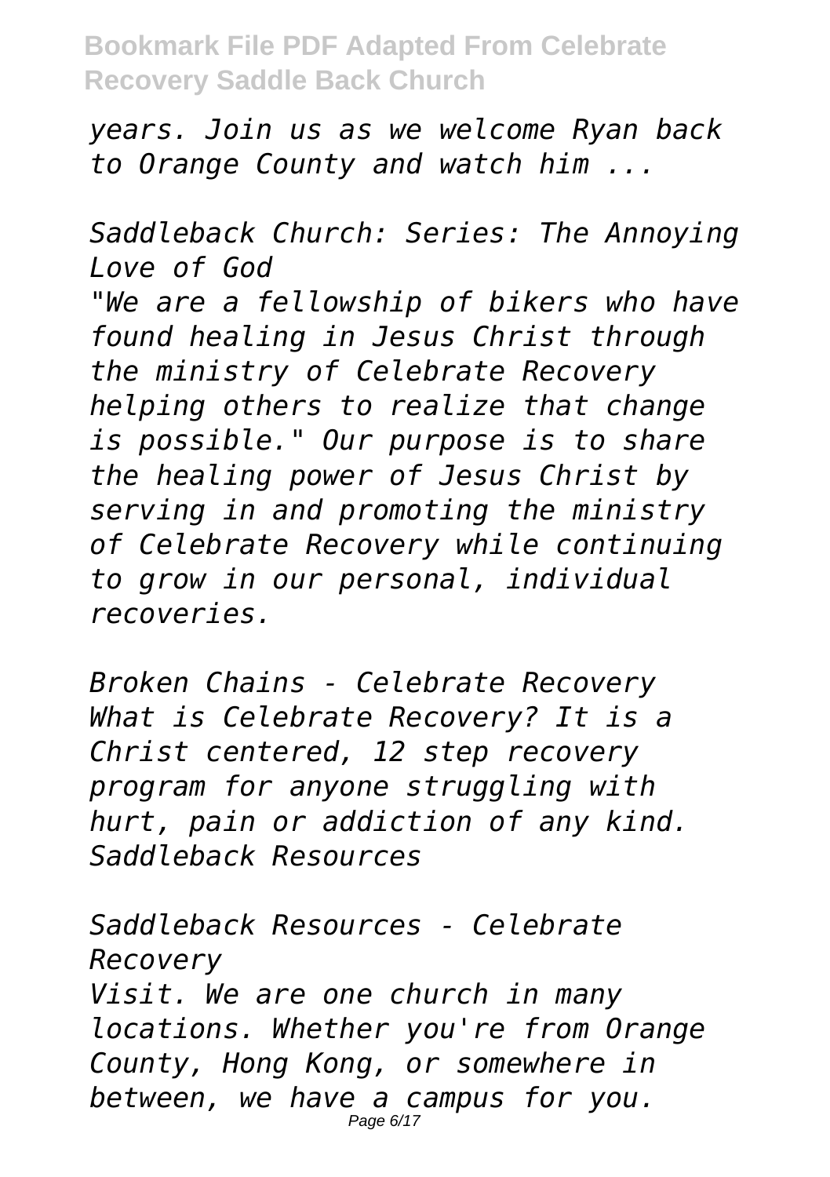*years. Join us as we welcome Ryan back to Orange County and watch him ...*

*Saddleback Church: Series: The Annoying Love of God*

*"We are a fellowship of bikers who have found healing in Jesus Christ through the ministry of Celebrate Recovery helping others to realize that change is possible." Our purpose is to share the healing power of Jesus Christ by serving in and promoting the ministry of Celebrate Recovery while continuing to grow in our personal, individual recoveries.*

*Broken Chains - Celebrate Recovery*

*What is Celebrate Recovery? It is a Christ centered, 12 step recovery program for anyone struggling with hurt, pain or addiction of any kind. Saddleback Resources*

*Saddleback Resources - Celebrate Recovery*

*Visit. We are one church in many locations. Whether you're from Orange County, Hong Kong, or somewhere in between, we have a campus for you.*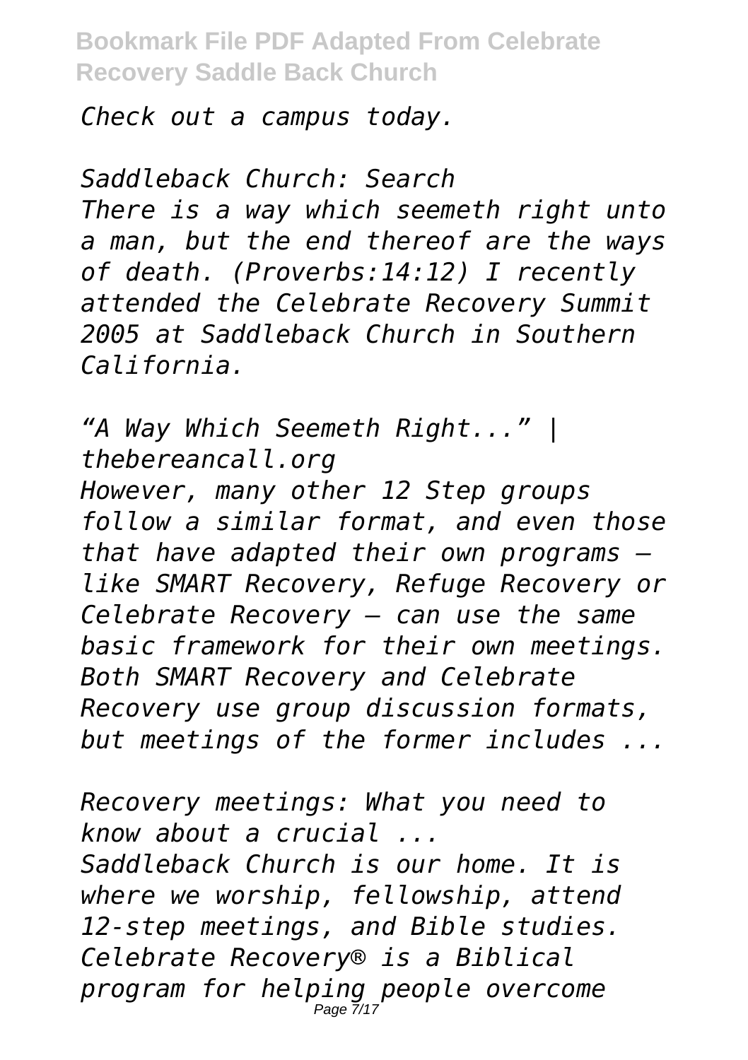*Check out a campus today.*

*Saddleback Church: Search*

*There is a way which seemeth right unto a man, but the end thereof are the ways of death. (Proverbs:14:12) I recently attended the Celebrate Recovery Summit 2005 at Saddleback Church in Southern California.*

*"A Way Which Seemeth Right..." | thebereancall.org*

*However, many other 12 Step groups follow a similar format, and even those that have adapted their own programs — like SMART Recovery, Refuge Recovery or Celebrate Recovery — can use the same basic framework for their own meetings. Both SMART Recovery and Celebrate Recovery use group discussion formats, but meetings of the former includes ...*

*Recovery meetings: What you need to know about a crucial ...*

*Saddleback Church is our home. It is where we worship, fellowship, attend 12-step meetings, and Bible studies. Celebrate Recovery® is a Biblical program for helping people overcome*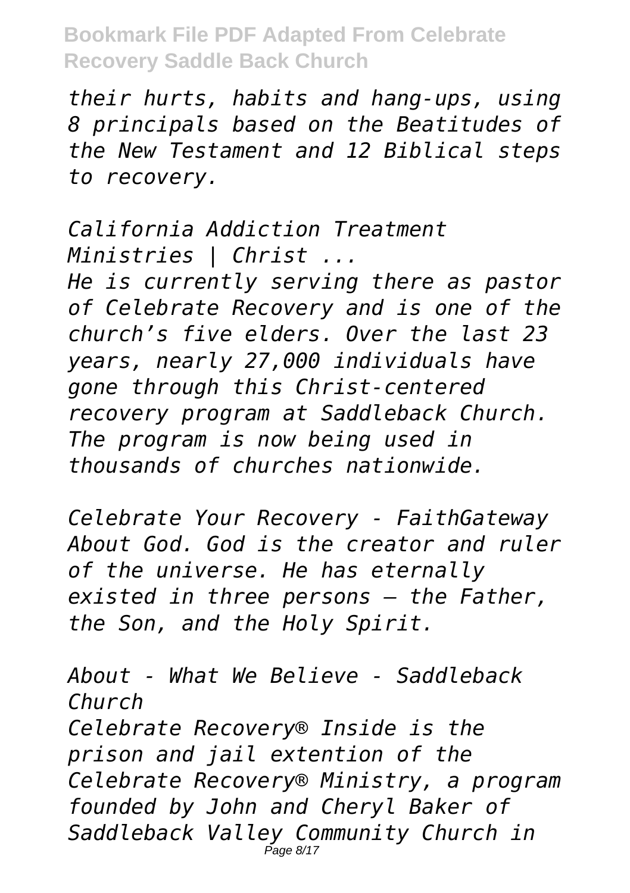*their hurts, habits and hang-ups, using 8 principals based on the Beatitudes of the New Testament and 12 Biblical steps to recovery.*

*California Addiction Treatment Ministries | Christ ...*

*He is currently serving there as pastor of Celebrate Recovery and is one of the church's five elders. Over the last 23 years, nearly 27,000 individuals have gone through this Christ-centered recovery program at Saddleback Church. The program is now being used in thousands of churches nationwide.*

*Celebrate Your Recovery - FaithGateway*

*About God. God is the creator and ruler of the universe. He has eternally existed in three persons — the Father, the Son, and the Holy Spirit.*

*About - What We Believe - Saddleback Church*

*Celebrate Recovery® Inside is the prison and jail extention of the Celebrate Recovery® Ministry, a program founded by John and Cheryl Baker of Saddleback Valley Community Church in*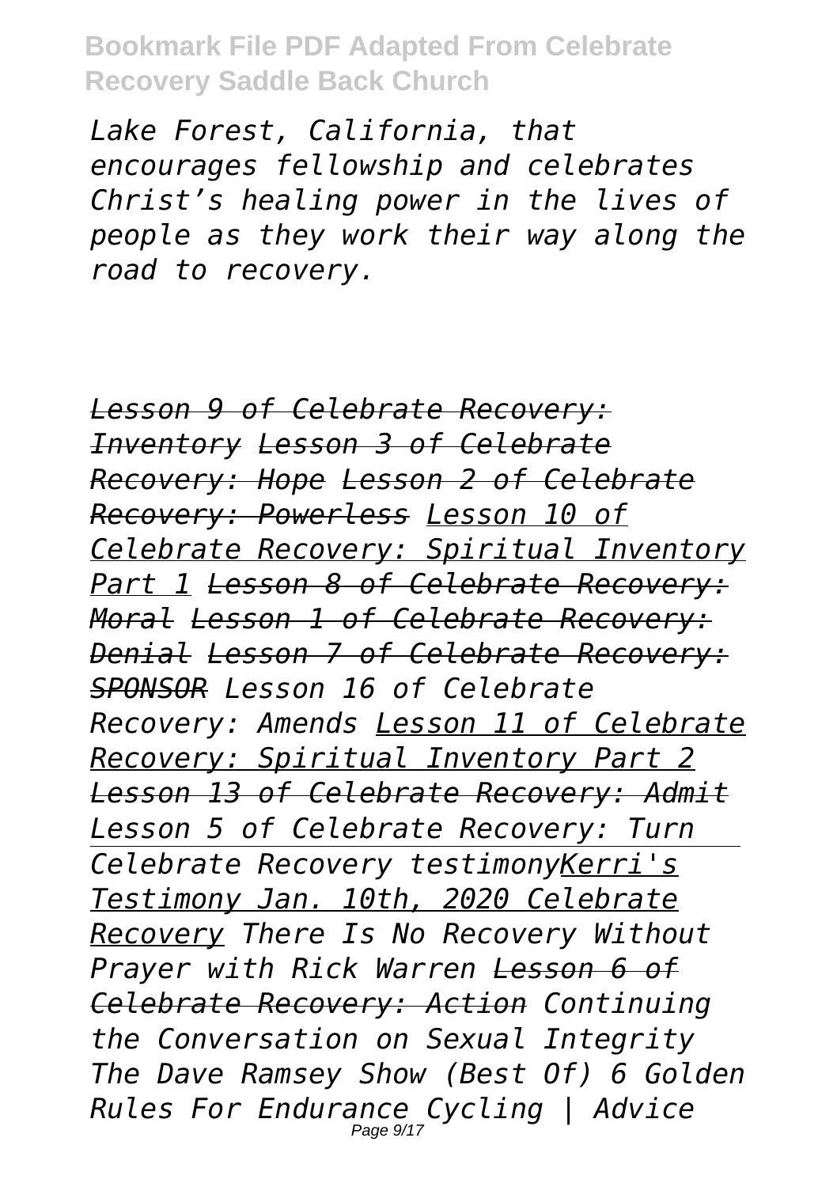*Lake Forest, California, that encourages fellowship and celebrates Christ's healing power in the lives of people as they work their way along the road to recovery.*

*Lesson 9 of Celebrate Recovery: Inventory Lesson 3 of Celebrate Recovery: Hope Lesson 2 of Celebrate Recovery: Powerless Lesson 10 of Celebrate Recovery: Spiritual Inventory Part 1 Lesson 8 of Celebrate Recovery: Moral Lesson 1 of Celebrate Recovery: Denial Lesson 7 of Celebrate Recovery: SPONSOR Lesson 16 of Celebrate Recovery: Amends Lesson 11 of Celebrate Recovery: Spiritual Inventory Part 2 Lesson 13 of Celebrate Recovery: Admit Lesson 5 of Celebrate Recovery: Turn Celebrate Recovery testimonyKerri's Testimony Jan. 10th, 2020 Celebrate Recovery There Is No Recovery Without Prayer with Rick Warren Lesson 6 of Celebrate Recovery: Action Continuing the Conversation on Sexual Integrity The Dave Ramsey Show (Best Of) 6 Golden Rules For Endurance Cycling | Advice*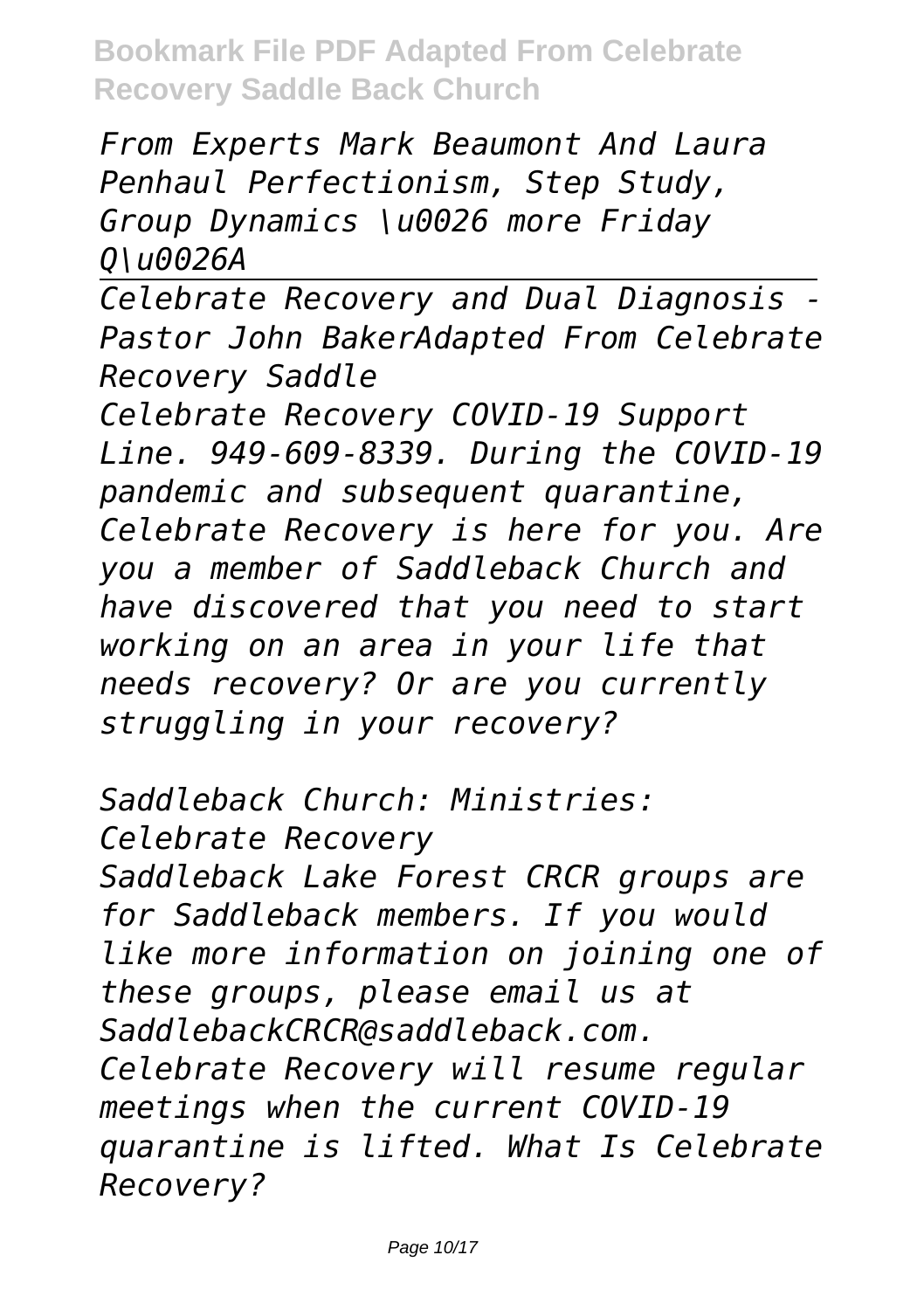*From Experts Mark Beaumont And Laura Penhaul Perfectionism, Step Study, Group Dynamics \u0026 more Friday Q\u0026A*

---

*Celebrate Recovery and Dual Diagnosis - Pastor John BakerAdapted From Celebrate Recovery Saddle*

*Celebrate Recovery COVID-19 Support Line. 949-609-8339. During the COVID-19 pandemic and subsequent quarantine, Celebrate Recovery is here for you. Are you a member of Saddleback Church and have discovered that you need to start working on an area in your life that needs recovery? Or are you currently struggling in your recovery?*

*Saddleback Church: Ministries: Celebrate Recovery*

*Saddleback Lake Forest CRCR groups are for Saddleback members. If you would like more information on joining one of these groups, please email us at SaddlebackCRCR@saddleback.com. Celebrate Recovery will resume regular meetings when the current COVID-19 quarantine is lifted. What Is Celebrate Recovery?*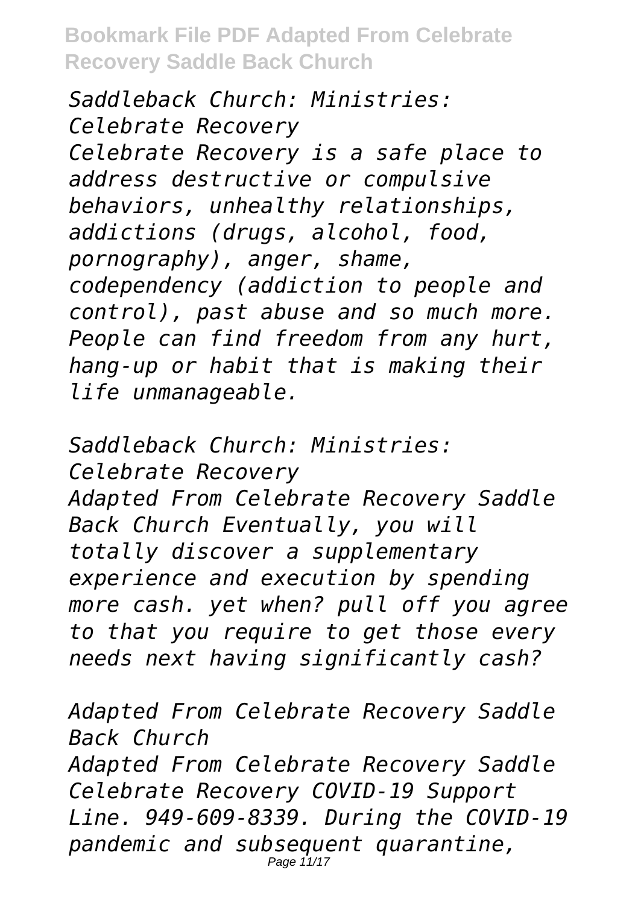*Saddleback Church: Ministries: Celebrate Recovery*
*Celebrate Recovery is a safe place to address destructive or compulsive behaviors, unhealthy relationships, addictions (drugs, alcohol, food, pornography), anger, shame, codependency (addiction to people and control), past abuse and so much more. People can find freedom from any hurt, hang-up or habit that is making their life unmanageable.*

*Saddleback Church: Ministries: Celebrate Recovery*
*Adapted From Celebrate Recovery Saddle Back Church Eventually, you will totally discover a supplementary experience and execution by spending more cash. yet when? pull off you agree to that you require to get those every needs next having significantly cash?*

*Adapted From Celebrate Recovery Saddle Back Church*
*Adapted From Celebrate Recovery Saddle Celebrate Recovery COVID-19 Support Line. 949-609-8339. During the COVID-19 pandemic and subsequent quarantine,*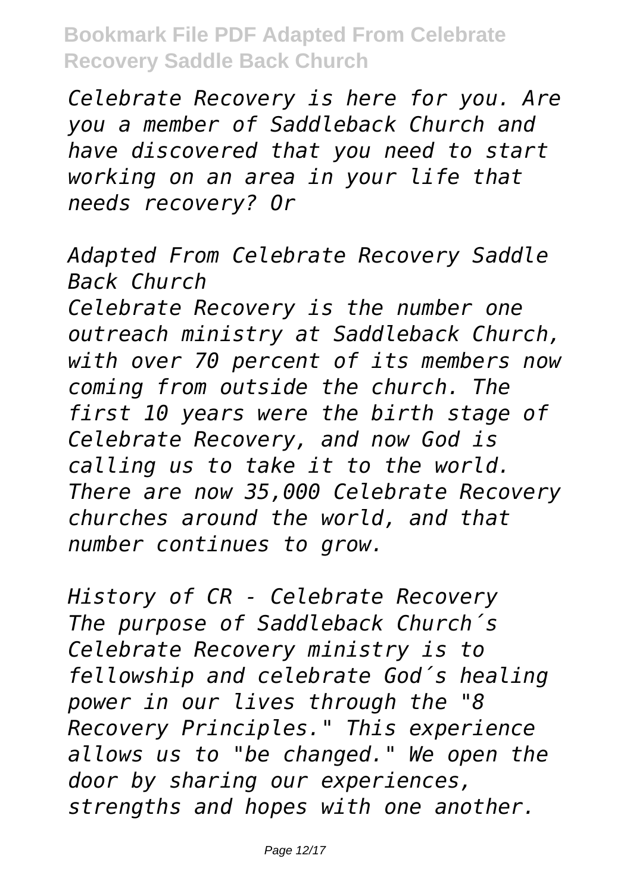*Celebrate Recovery is here for you. Are you a member of Saddleback Church and have discovered that you need to start working on an area in your life that needs recovery? Or*

*Adapted From Celebrate Recovery Saddle Back Church*

*Celebrate Recovery is the number one outreach ministry at Saddleback Church, with over 70 percent of its members now coming from outside the church. The first 10 years were the birth stage of Celebrate Recovery, and now God is calling us to take it to the world. There are now 35,000 Celebrate Recovery churches around the world, and that number continues to grow.*

*History of CR - Celebrate Recovery*

*The purpose of Saddleback Church´s Celebrate Recovery ministry is to fellowship and celebrate God´s healing power in our lives through the "8 Recovery Principles." This experience allows us to "be changed." We open the door by sharing our experiences, strengths and hopes with one another.*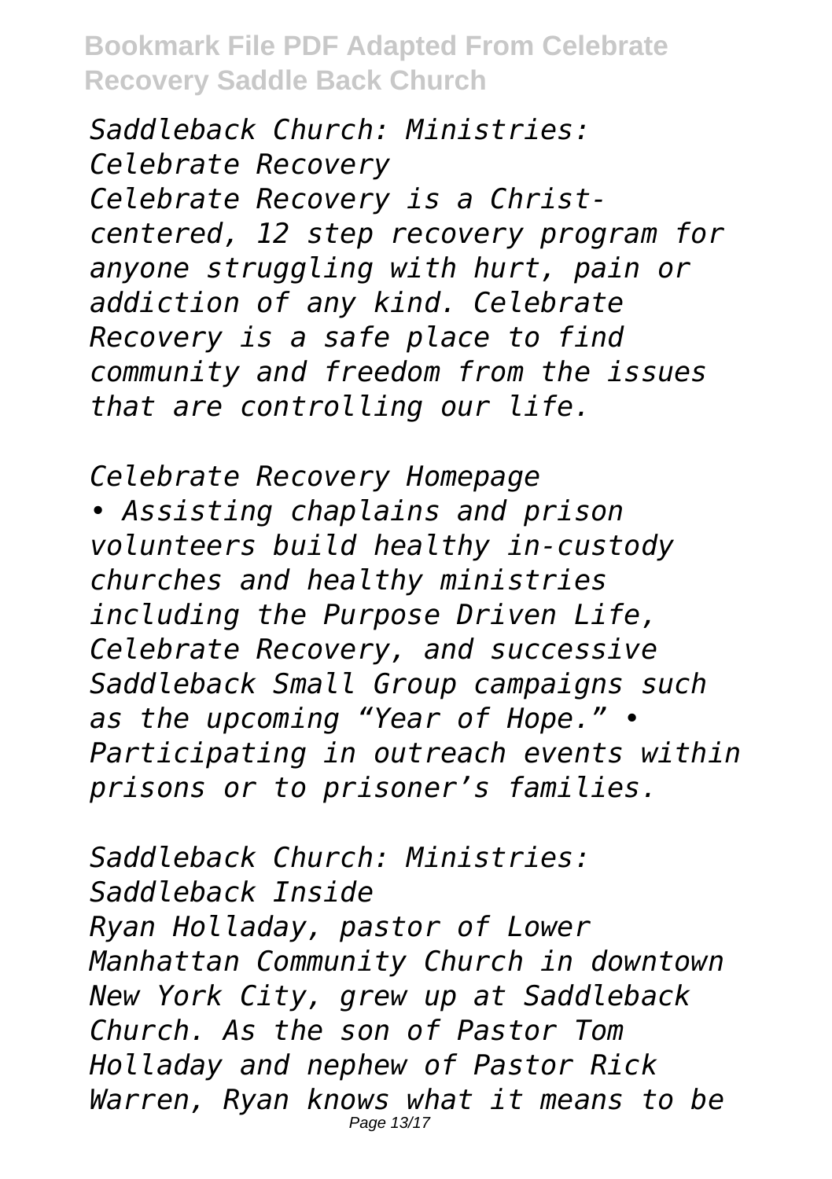*Saddleback Church: Ministries: Celebrate Recovery*
*Celebrate Recovery is a Christ-centered, 12 step recovery program for anyone struggling with hurt, pain or addiction of any kind. Celebrate Recovery is a safe place to find community and freedom from the issues that are controlling our life.*

*Celebrate Recovery Homepage*
*• Assisting chaplains and prison volunteers build healthy in-custody churches and healthy ministries including the Purpose Driven Life, Celebrate Recovery, and successive Saddleback Small Group campaigns such as the upcoming "Year of Hope." • Participating in outreach events within prisons or to prisoner's families.*

*Saddleback Church: Ministries: Saddleback Inside*
*Ryan Holladay, pastor of Lower Manhattan Community Church in downtown New York City, grew up at Saddleback Church. As the son of Pastor Tom Holladay and nephew of Pastor Rick Warren, Ryan knows what it means to be*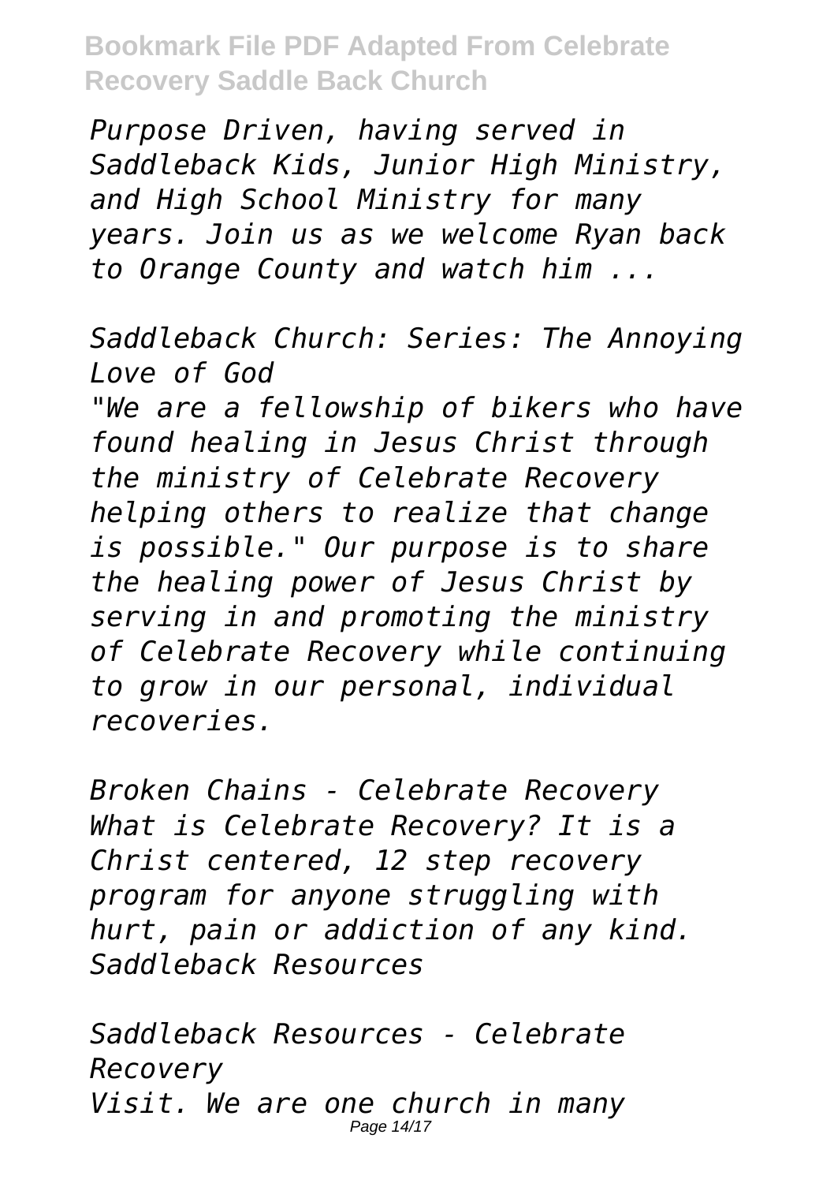*Purpose Driven, having served in Saddleback Kids, Junior High Ministry, and High School Ministry for many years. Join us as we welcome Ryan back to Orange County and watch him ...*

*Saddleback Church: Series: The Annoying Love of God*

*"We are a fellowship of bikers who have found healing in Jesus Christ through the ministry of Celebrate Recovery helping others to realize that change is possible." Our purpose is to share the healing power of Jesus Christ by serving in and promoting the ministry of Celebrate Recovery while continuing to grow in our personal, individual recoveries.*

*Broken Chains - Celebrate Recovery*

*What is Celebrate Recovery? It is a Christ centered, 12 step recovery program for anyone struggling with hurt, pain or addiction of any kind. Saddleback Resources*

*Saddleback Resources - Celebrate Recovery*

*Visit. We are one church in many*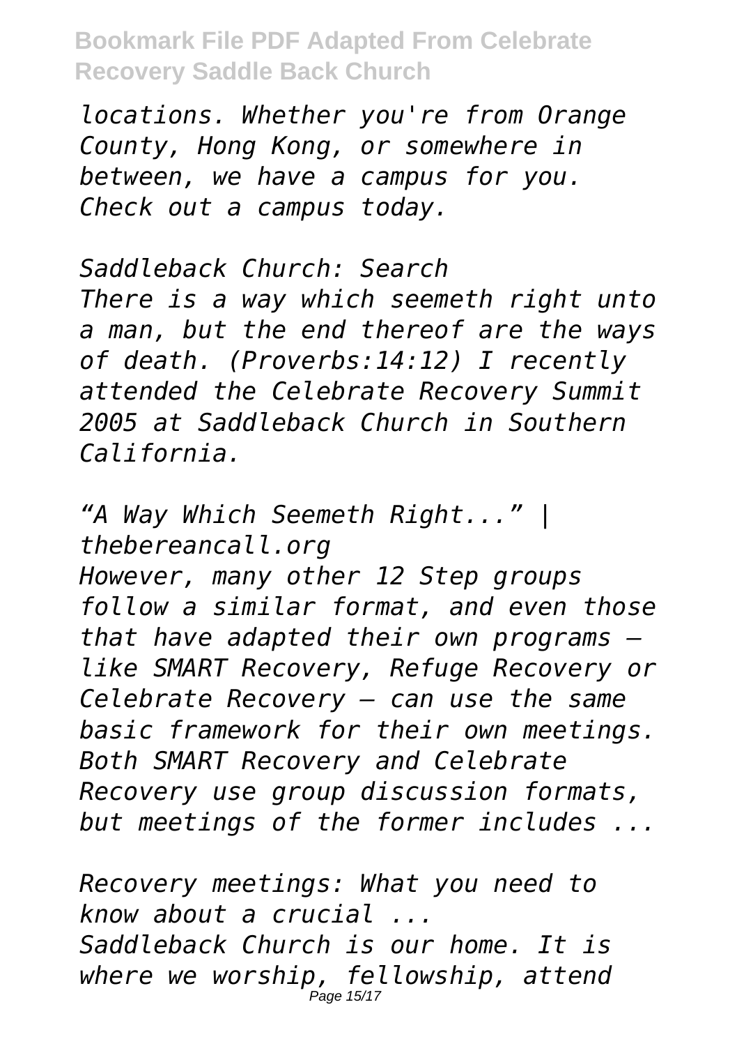*locations. Whether you're from Orange County, Hong Kong, or somewhere in between, we have a campus for you. Check out a campus today.*

*Saddleback Church: Search*
*There is a way which seemeth right unto a man, but the end thereof are the ways of death. (Proverbs:14:12) I recently attended the Celebrate Recovery Summit 2005 at Saddleback Church in Southern California.*

*"A Way Which Seemeth Right..." | thebereancall.org*
*However, many other 12 Step groups follow a similar format, and even those that have adapted their own programs — like SMART Recovery, Refuge Recovery or Celebrate Recovery — can use the same basic framework for their own meetings. Both SMART Recovery and Celebrate Recovery use group discussion formats, but meetings of the former includes ...*

*Recovery meetings: What you need to know about a crucial ...*
*Saddleback Church is our home. It is where we worship, fellowship, attend*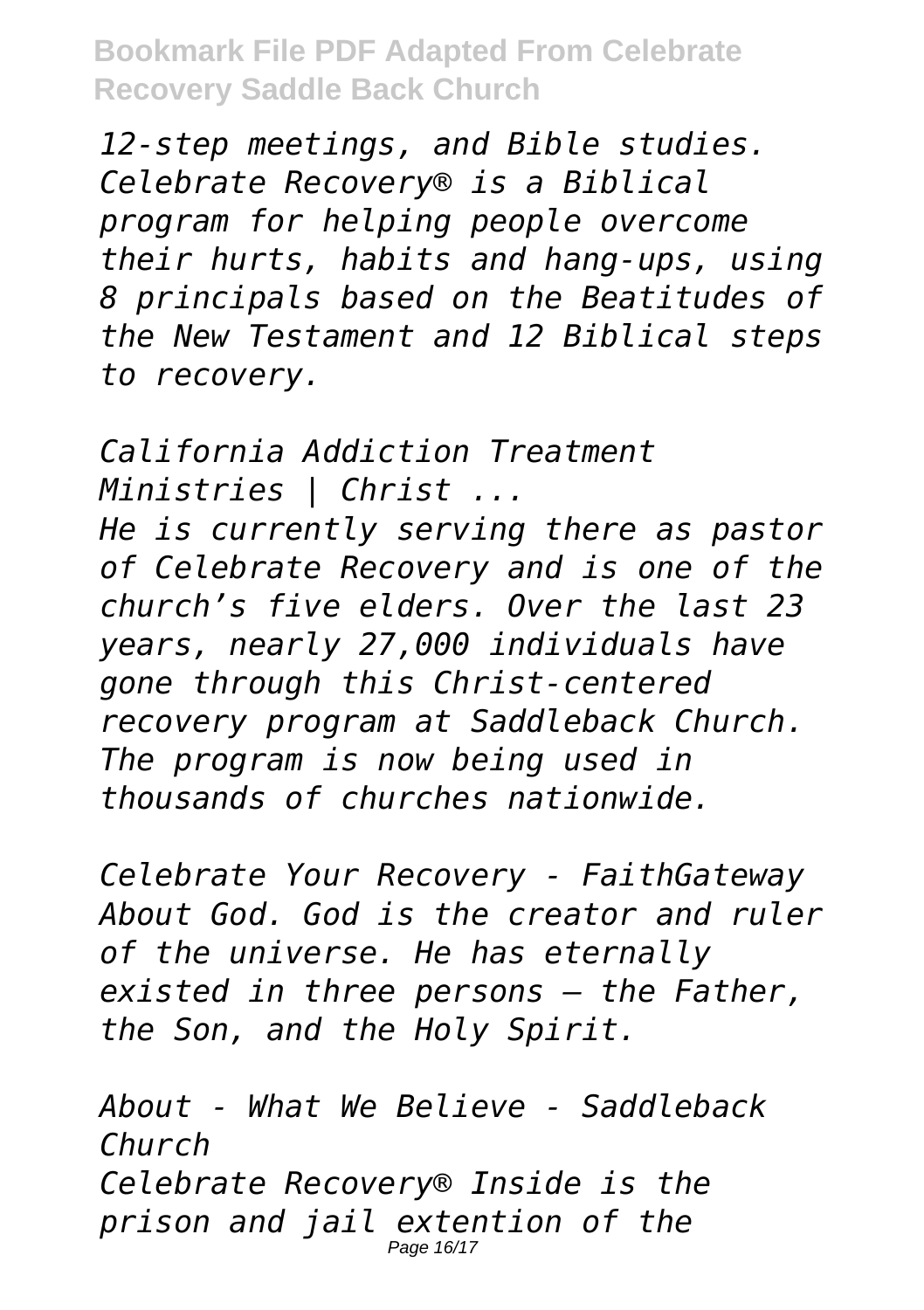*12-step meetings, and Bible studies. Celebrate Recovery® is a Biblical program for helping people overcome their hurts, habits and hang-ups, using 8 principals based on the Beatitudes of the New Testament and 12 Biblical steps to recovery.*

*California Addiction Treatment Ministries | Christ ...*

*He is currently serving there as pastor of Celebrate Recovery and is one of the church's five elders. Over the last 23 years, nearly 27,000 individuals have gone through this Christ-centered recovery program at Saddleback Church. The program is now being used in thousands of churches nationwide.*

*Celebrate Your Recovery - FaithGateway*

*About God. God is the creator and ruler of the universe. He has eternally existed in three persons — the Father, the Son, and the Holy Spirit.*

*About - What We Believe - Saddleback Church*

*Celebrate Recovery® Inside is the prison and jail extention of the*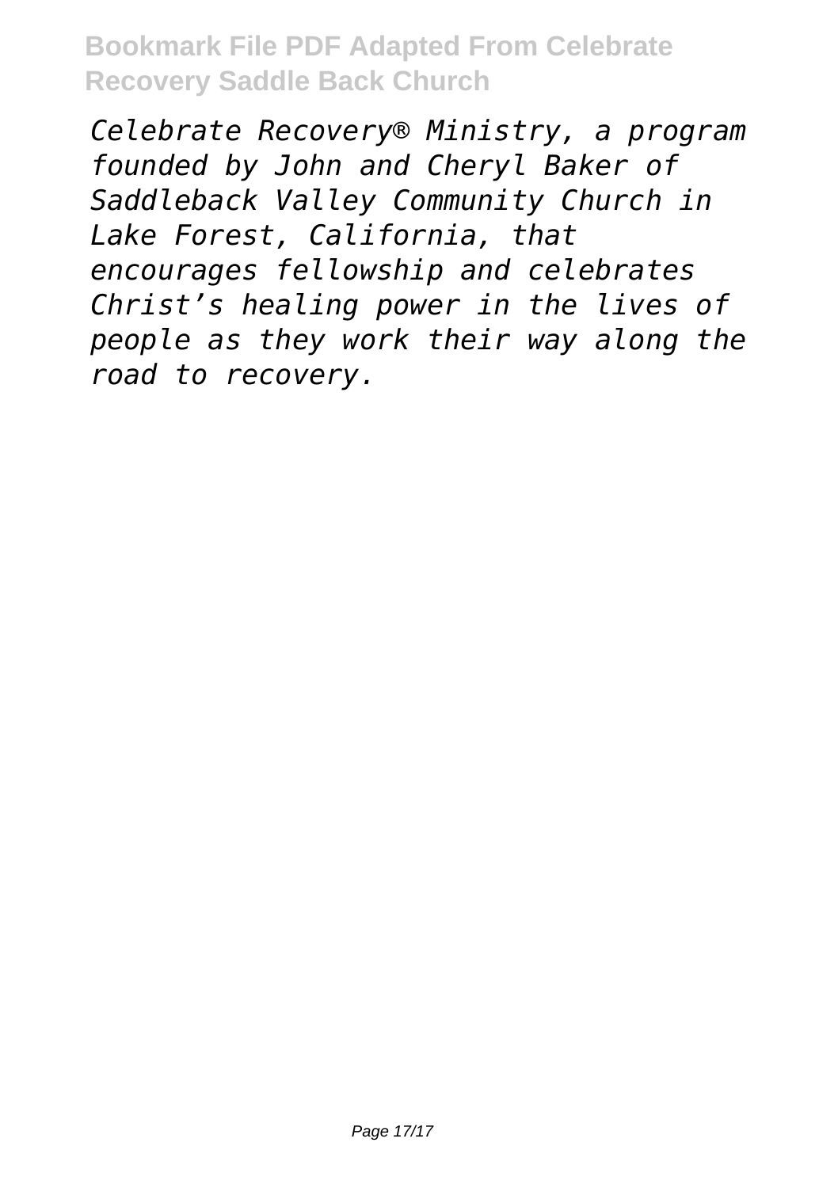*Celebrate Recovery® Ministry, a program founded by John and Cheryl Baker of Saddleback Valley Community Church in Lake Forest, California, that encourages fellowship and celebrates Christ's healing power in the lives of people as they work their way along the road to recovery.*